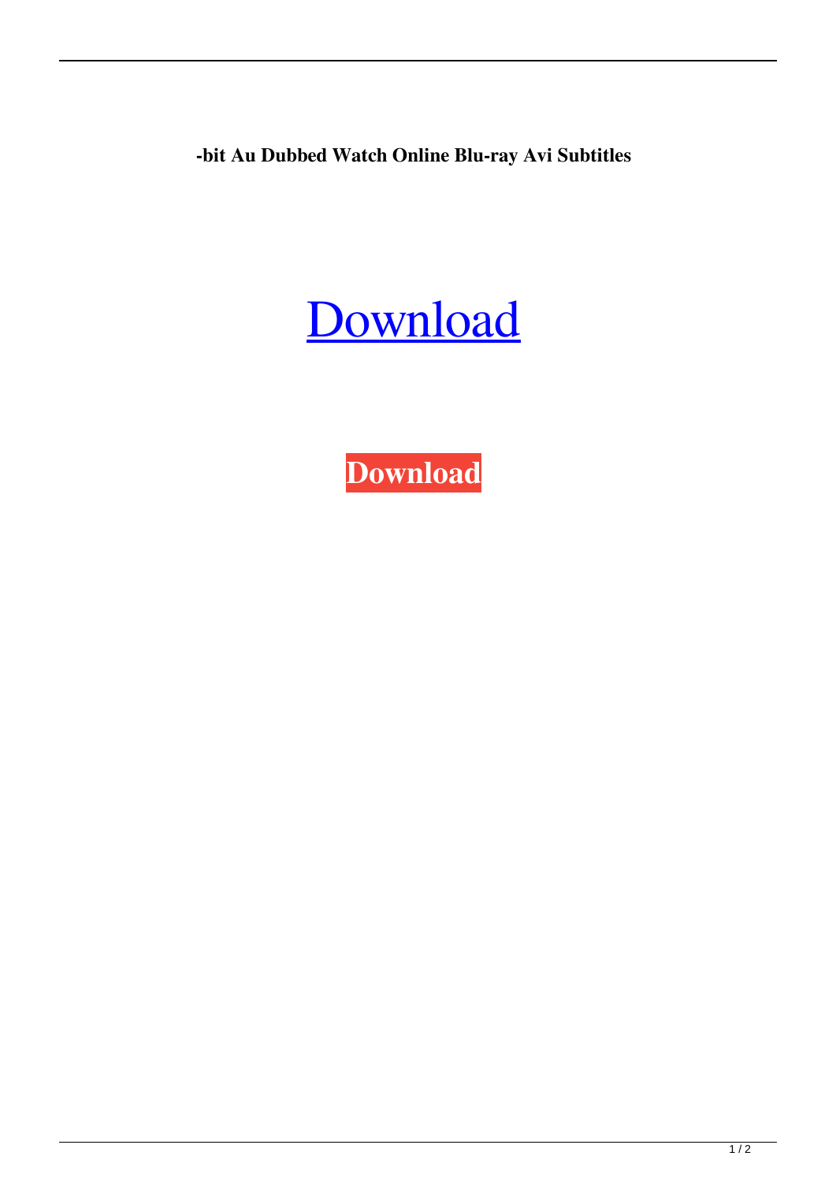**-bit Au Dubbed Watch Online Blu-ray Avi Subtitles**

Download

**Download**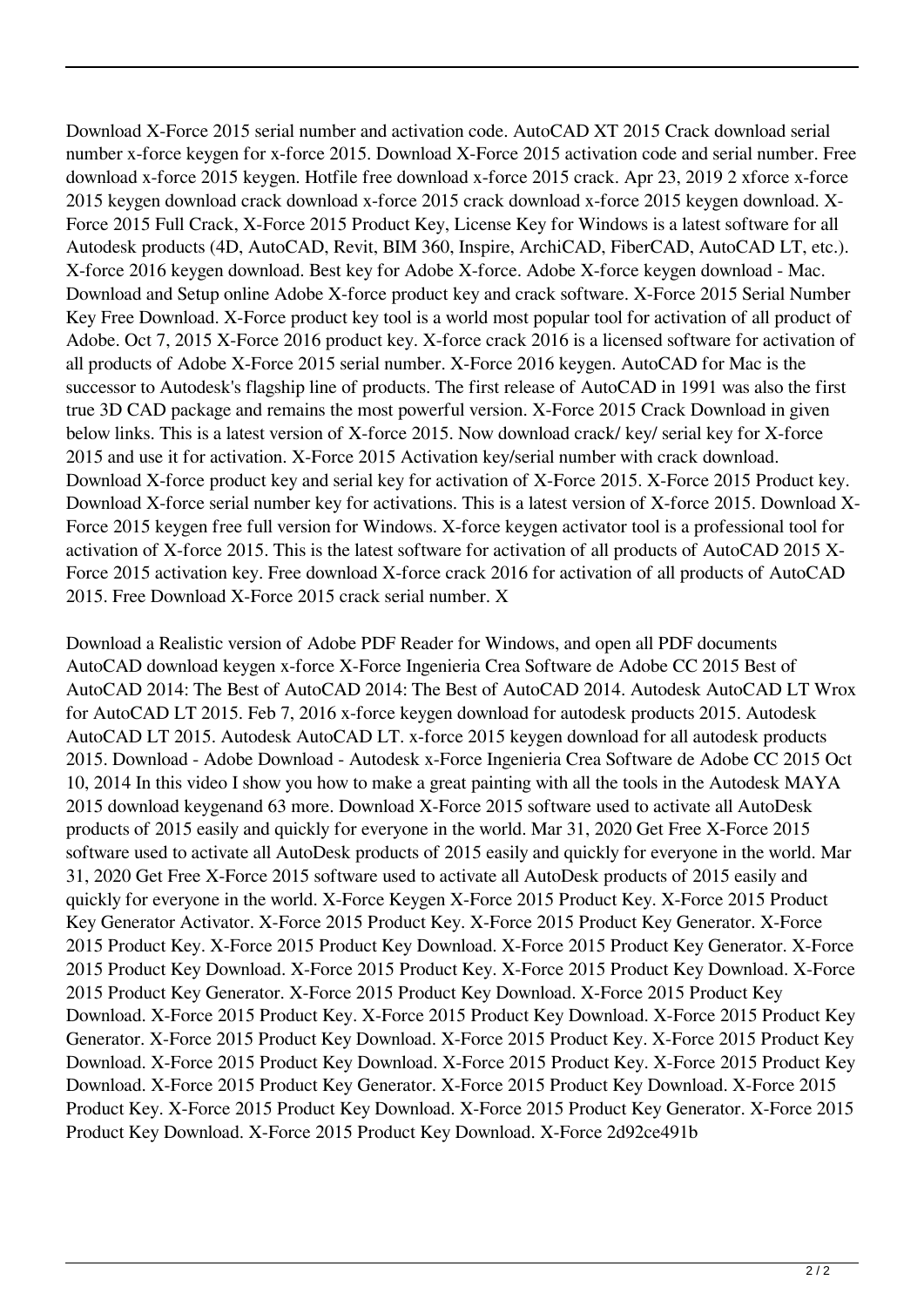Download X-Force 2015 serial number and activation code. AutoCAD XT 2015 Crack download serial number x-force keygen for x-force 2015. Download X-Force 2015 activation code and serial number. Free download x-force 2015 keygen. Hotfile free download x-force 2015 crack. Apr 23, 2019 2 xforce x-force 2015 keygen download crack download x-force 2015 crack download x-force 2015 keygen download. X-Force 2015 Full Crack, X-Force 2015 Product Key, License Key for Windows is a latest software for all Autodesk products (4D, AutoCAD, Revit, BIM 360, Inspire, ArchiCAD, FiberCAD, AutoCAD LT, etc.). X-force 2016 keygen download. Best key for Adobe X-force. Adobe X-force keygen download - Mac. Download and Setup online Adobe X-force product key and crack software. X-Force 2015 Serial Number Key Free Download. X-Force product key tool is a world most popular tool for activation of all product of Adobe. Oct 7, 2015 X-Force 2016 product key. X-force crack 2016 is a licensed software for activation of all products of Adobe X-Force 2015 serial number. X-Force 2016 keygen. AutoCAD for Mac is the successor to Autodesk's flagship line of products. The first release of AutoCAD in 1991 was also the first true 3D CAD package and remains the most powerful version. X-Force 2015 Crack Download in given below links. This is a latest version of X-force 2015. Now download crack/ key/ serial key for X-force 2015 and use it for activation. X-Force 2015 Activation key/serial number with crack download. Download X-force product key and serial key for activation of X-Force 2015. X-Force 2015 Product key. Download X-force serial number key for activations. This is a latest version of X-force 2015. Download X-Force 2015 keygen free full version for Windows. X-force keygen activator tool is a professional tool for activation of X-force 2015. This is the latest software for activation of all products of AutoCAD 2015 X-Force 2015 activation key. Free download X-force crack 2016 for activation of all products of AutoCAD 2015. Free Download X-Force 2015 crack serial number. X

Download a Realistic version of Adobe PDF Reader for Windows, and open all PDF documents AutoCAD download keygen x-force X-Force Ingenieria Crea Software de Adobe CC 2015 Best of AutoCAD 2014: The Best of AutoCAD 2014: The Best of AutoCAD 2014. Autodesk AutoCAD LT Wrox for AutoCAD LT 2015. Feb 7, 2016 x-force keygen download for autodesk products 2015. Autodesk AutoCAD LT 2015. Autodesk AutoCAD LT. x-force 2015 keygen download for all autodesk products 2015. Download - Adobe Download - Autodesk x-Force Ingenieria Crea Software de Adobe CC 2015 Oct 10, 2014 In this video I show you how to make a great painting with all the tools in the Autodesk MAYA 2015 download keygenand 63 more. Download X-Force 2015 software used to activate all AutoDesk products of 2015 easily and quickly for everyone in the world. Mar 31, 2020 Get Free X-Force 2015 software used to activate all AutoDesk products of 2015 easily and quickly for everyone in the world. Mar 31, 2020 Get Free X-Force 2015 software used to activate all AutoDesk products of 2015 easily and quickly for everyone in the world. X-Force Keygen X-Force 2015 Product Key. X-Force 2015 Product Key Generator Activator. X-Force 2015 Product Key. X-Force 2015 Product Key Generator. X-Force 2015 Product Key. X-Force 2015 Product Key Download. X-Force 2015 Product Key Generator. X-Force 2015 Product Key Download. X-Force 2015 Product Key. X-Force 2015 Product Key Download. X-Force 2015 Product Key Generator. X-Force 2015 Product Key Download. X-Force 2015 Product Key Download. X-Force 2015 Product Key. X-Force 2015 Product Key Download. X-Force 2015 Product Key Generator. X-Force 2015 Product Key Download. X-Force 2015 Product Key. X-Force 2015 Product Key Download. X-Force 2015 Product Key Download. X-Force 2015 Product Key. X-Force 2015 Product Key Download. X-Force 2015 Product Key Generator. X-Force 2015 Product Key Download. X-Force 2015 Product Key. X-Force 2015 Product Key Download. X-Force 2015 Product Key Generator. X-Force 2015 Product Key Download. X-Force 2015 Product Key Download. X-Force 2d92ce491b